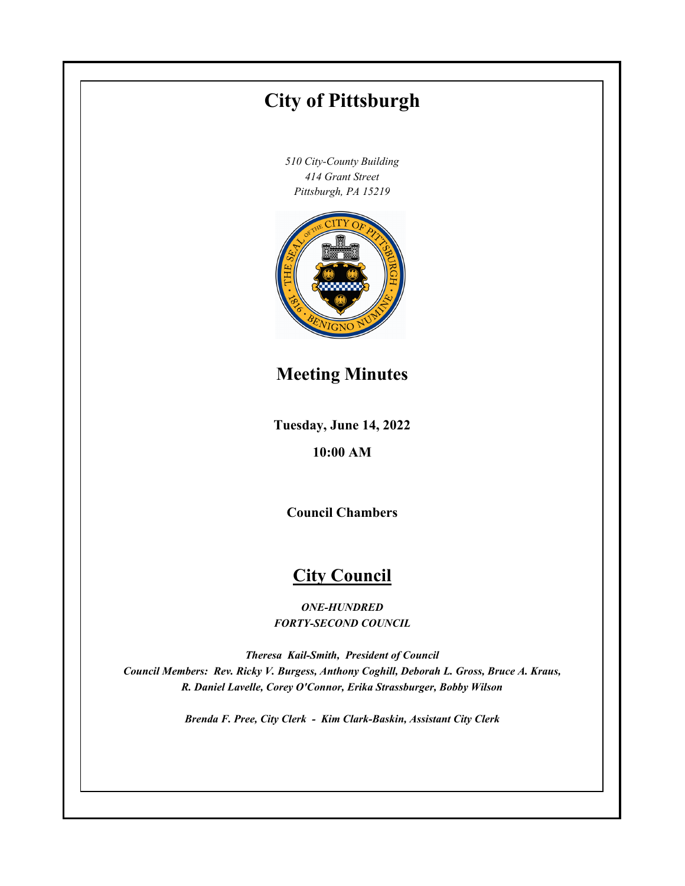# City of Pittsburgh

*510 City-County Building*
*414 Grant Street*
*Pittsburgh, PA 15219*

## Meeting Minutes

**Tuesday, June 14, 2022**

**10:00 AM**

**Council Chambers**

## City Council

***ONE-HUNDRED FORTY-SECOND COUNCIL***

***Theresa Kail-Smith, President of Council***
***Council Members: Rev. Ricky V. Burgess, Anthony Coghill, Deborah L. Gross, Bruce A. Kraus, R. Daniel Lavelle, Corey O'Connor, Erika Strassburger, Bobby Wilson***

***Brenda F. Pree, City Clerk - Kim Clark-Baskin, Assistant City Clerk***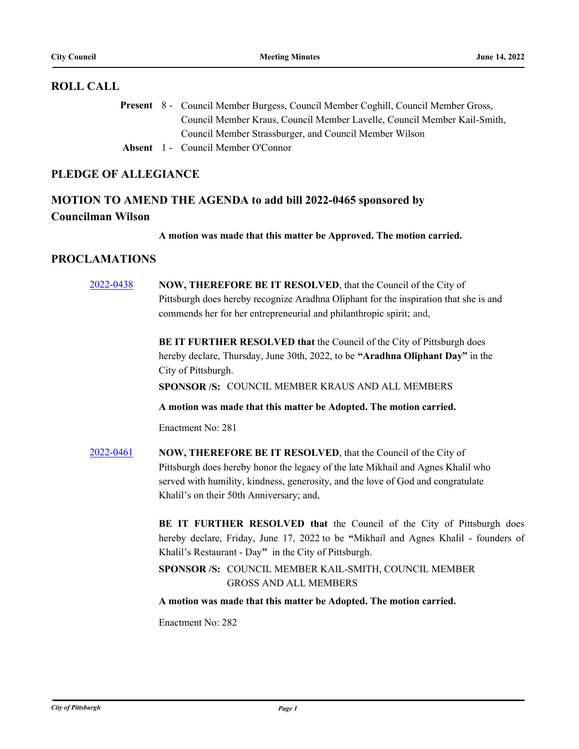## ROLL CALL

**Present** 8 - Council Member Burgess, Council Member Coghill, Council Member Gross, Council Member Kraus, Council Member Lavelle, Council Member Kail-Smith, Council Member Strassburger, and Council Member Wilson

**Absent** 1 - Council Member O'Connor

## PLEDGE OF ALLEGIANCE

## MOTION TO AMEND THE AGENDA to add bill 2022-0465 sponsored by Councilman Wilson

**A motion was made that this matter be Approved. The motion carried.**

## PROCLAMATIONS

[2022-0438]

**NOW, THEREFORE BE IT RESOLVED**, that the Council of the City of Pittsburgh does hereby recognize Aradhna Oliphant for the inspiration that she is and commends her for her entrepreneurial and philanthropic spirit; and,

**BE IT FURTHER RESOLVED that** the Council of the City of Pittsburgh does hereby declare, Thursday, June 30th, 2022, to be **"Aradhna Oliphant Day"** in the City of Pittsburgh.

**SPONSOR /S:** COUNCIL MEMBER KRAUS AND ALL MEMBERS

**A motion was made that this matter be Adopted. The motion carried.**

Enactment No: 281

[2022-0461]

**NOW, THEREFORE BE IT RESOLVED**, that the Council of the City of Pittsburgh does hereby honor the legacy of the late Mikhail and Agnes Khalil who served with humility, kindness, generosity, and the love of God and congratulate Khalil's on their 50th Anniversary; and,

**BE IT FURTHER RESOLVED that** the Council of the City of Pittsburgh does hereby declare, Friday, June 17, 2022 to be **"**Mikhail and Agnes Khalil - founders of Khalil's Restaurant - Day**"** in the City of Pittsburgh.

**SPONSOR /S:** COUNCIL MEMBER KAIL-SMITH, COUNCIL MEMBER GROSS AND ALL MEMBERS

**A motion was made that this matter be Adopted. The motion carried.**

Enactment No: 282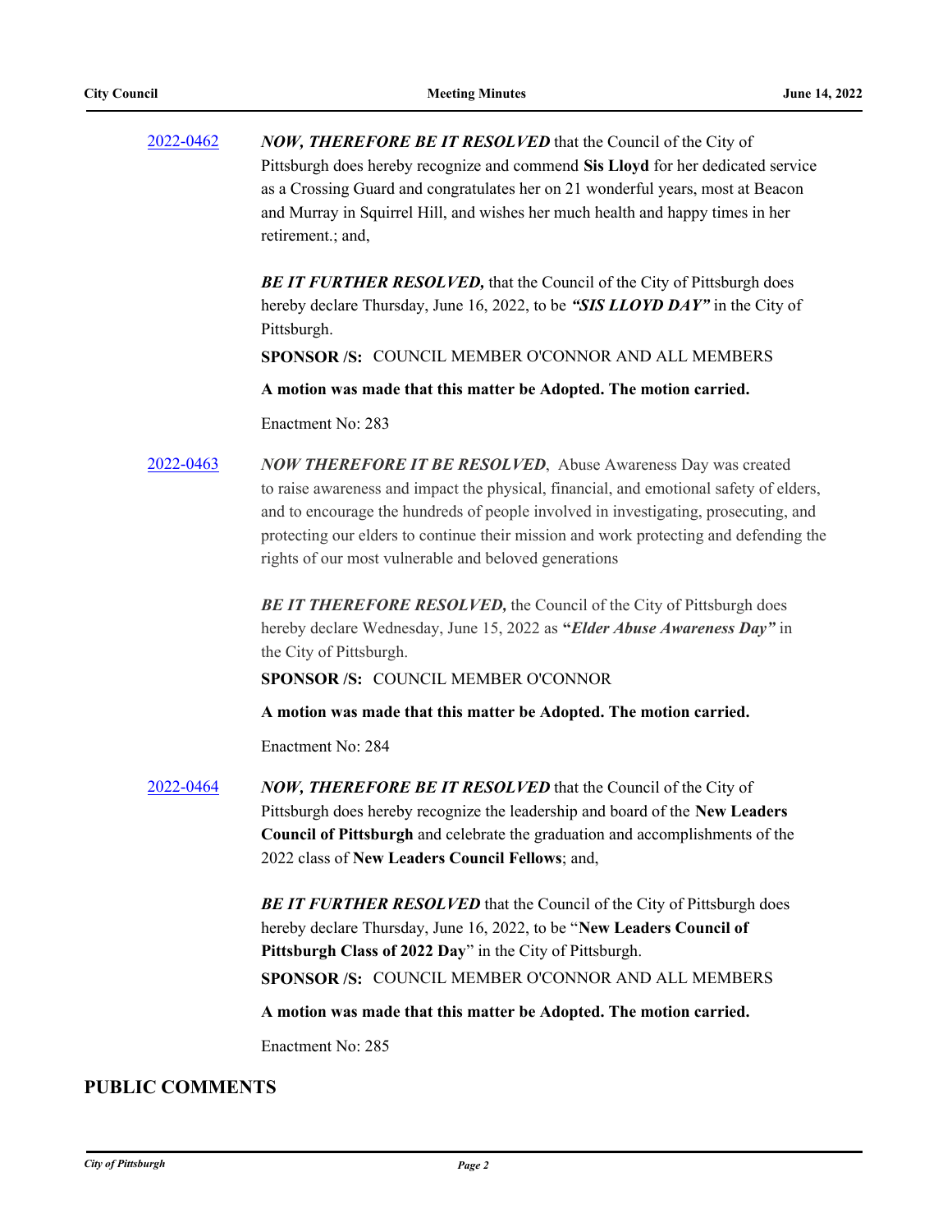[2022-0462] ***NOW, THEREFORE BE IT RESOLVED*** that the Council of the City of Pittsburgh does hereby recognize and commend **Sis Lloyd** for her dedicated service as a Crossing Guard and congratulates her on 21 wonderful years, most at Beacon and Murray in Squirrel Hill, and wishes her much health and happy times in her retirement.; and,

***BE IT FURTHER RESOLVED,*** that the Council of the City of Pittsburgh does hereby declare Thursday, June 16, 2022, to be ***"SIS LLOYD DAY"*** in the City of Pittsburgh.

**SPONSOR /S:** COUNCIL MEMBER O'CONNOR AND ALL MEMBERS

**A motion was made that this matter be Adopted. The motion carried.**

Enactment No: 283

[2022-0463] ***NOW THEREFORE IT BE RESOLVED***, Abuse Awareness Day was created to raise awareness and impact the physical, financial, and emotional safety of elders, and to encourage the hundreds of people involved in investigating, prosecuting, and protecting our elders to continue their mission and work protecting and defending the rights of our most vulnerable and beloved generations

***BE IT THEREFORE RESOLVED,*** the Council of the City of Pittsburgh does hereby declare Wednesday, June 15, 2022 as **"*Elder Abuse Awareness Day"*** in the City of Pittsburgh.

**SPONSOR /S:** COUNCIL MEMBER O'CONNOR

**A motion was made that this matter be Adopted. The motion carried.**

Enactment No: 284

[2022-0464] ***NOW, THEREFORE BE IT RESOLVED*** that the Council of the City of Pittsburgh does hereby recognize the leadership and board of the **New Leaders Council of Pittsburgh** and celebrate the graduation and accomplishments of the 2022 class of **New Leaders Council Fellows**; and,

***BE IT FURTHER RESOLVED*** that the Council of the City of Pittsburgh does hereby declare Thursday, June 16, 2022, to be "**New Leaders Council of Pittsburgh Class of 2022 Day**" in the City of Pittsburgh.

**SPONSOR /S:** COUNCIL MEMBER O'CONNOR AND ALL MEMBERS

**A motion was made that this matter be Adopted. The motion carried.**

Enactment No: 285

## PUBLIC COMMENTS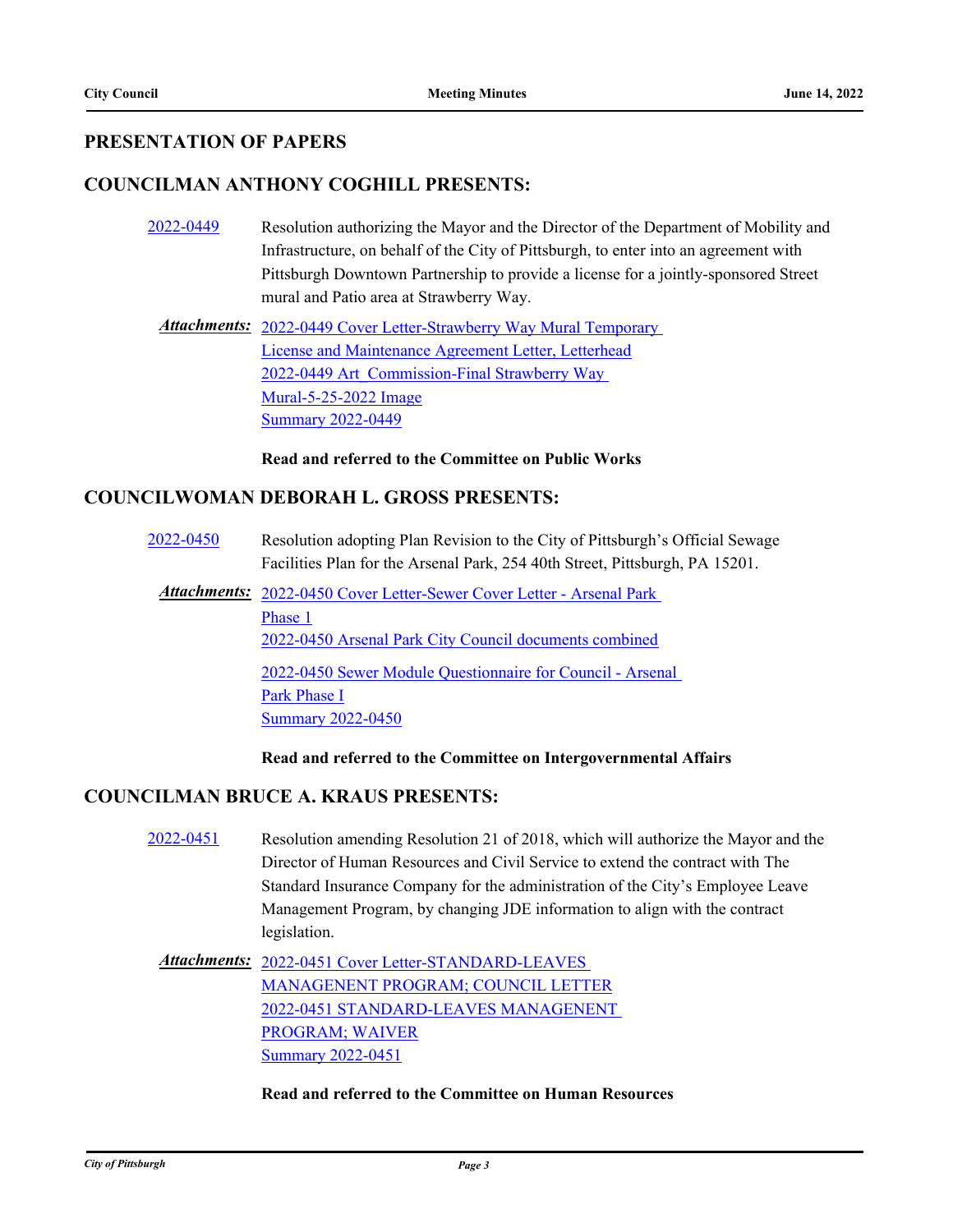## PRESENTATION OF PAPERS

### COUNCILMAN ANTHONY COGHILL PRESENTS:

2022-0449 Resolution authorizing the Mayor and the Director of the Department of Mobility and Infrastructure, on behalf of the City of Pittsburgh, to enter into an agreement with Pittsburgh Downtown Partnership to provide a license for a jointly-sponsored Street mural and Patio area at Strawberry Way.

***Attachments:*** 2022-0449 Cover Letter-Strawberry Way Mural Temporary License and Maintenance Agreement Letter, Letterhead
2022-0449 Art_Commission-Final Strawberry Way Mural-5-25-2022 Image
Summary 2022-0449

**Read and referred to the Committee on Public Works**

### COUNCILWOMAN DEBORAH L. GROSS PRESENTS:

2022-0450 Resolution adopting Plan Revision to the City of Pittsburgh's Official Sewage Facilities Plan for the Arsenal Park, 254 40th Street, Pittsburgh, PA 15201.

***Attachments:*** 2022-0450 Cover Letter-Sewer Cover Letter - Arsenal Park Phase 1
2022-0450 Arsenal Park City Council documents combined
2022-0450 Sewer Module Questionnaire for Council - Arsenal Park Phase I
Summary 2022-0450

**Read and referred to the Committee on Intergovernmental Affairs**

### COUNCILMAN BRUCE A. KRAUS PRESENTS:

2022-0451 Resolution amending Resolution 21 of 2018, which will authorize the Mayor and the Director of Human Resources and Civil Service to extend the contract with The Standard Insurance Company for the administration of the City's Employee Leave Management Program, by changing JDE information to align with the contract legislation.

***Attachments:*** 2022-0451 Cover Letter-STANDARD-LEAVES MANAGENENT PROGRAM; COUNCIL LETTER
2022-0451 STANDARD-LEAVES MANAGENENT PROGRAM; WAIVER
Summary 2022-0451

**Read and referred to the Committee on Human Resources**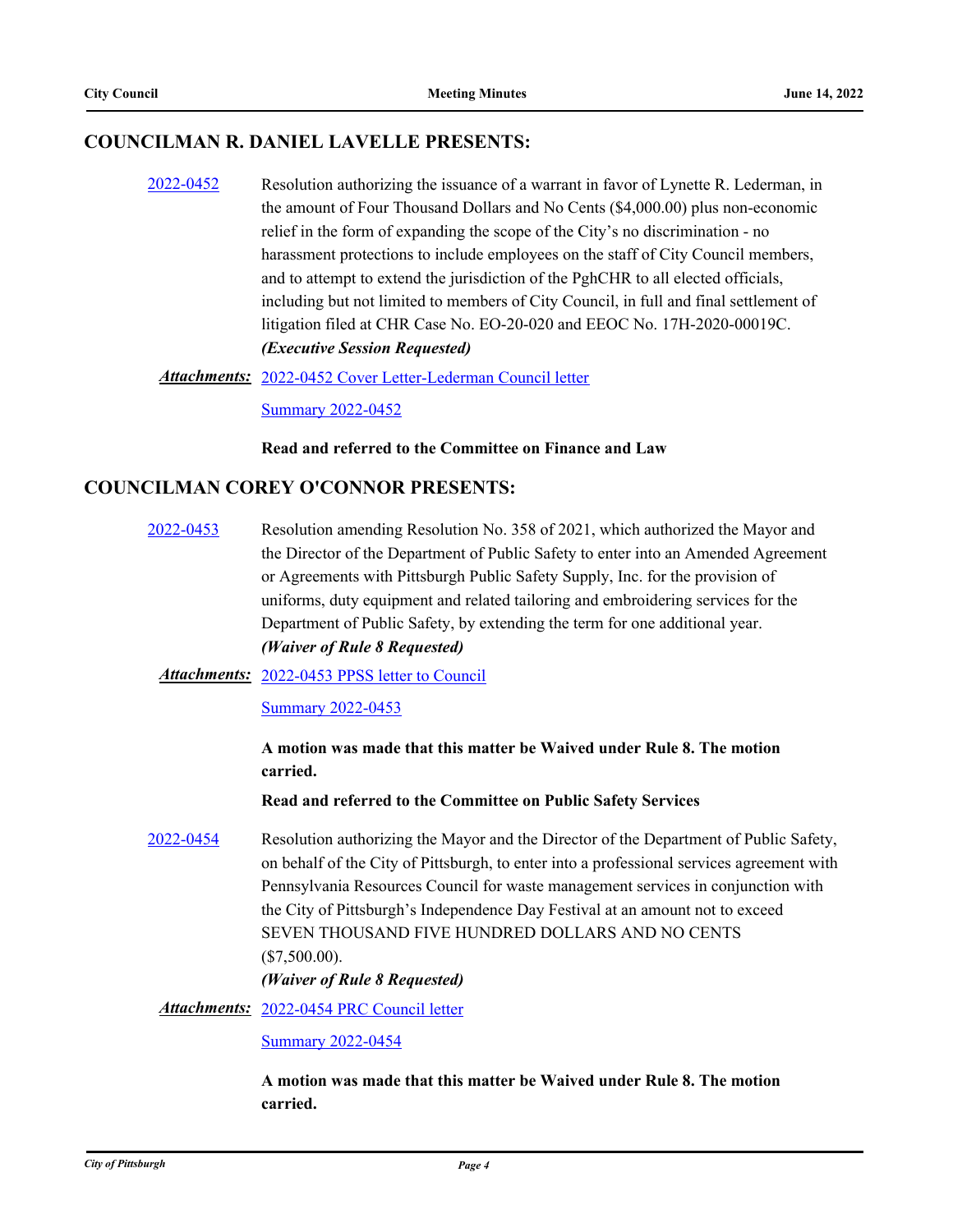## COUNCILMAN R. DANIEL LAVELLE PRESENTS:

2022-0452 Resolution authorizing the issuance of a warrant in favor of Lynette R. Lederman, in the amount of Four Thousand Dollars and No Cents ($4,000.00) plus non-economic relief in the form of expanding the scope of the City's no discrimination - no harassment protections to include employees on the staff of City Council members, and to attempt to extend the jurisdiction of the PghCHR to all elected officials, including but not limited to members of City Council, in full and final settlement of litigation filed at CHR Case No. EO-20-020 and EEOC No. 17H-2020-00019C.
***(Executive Session Requested)***

***Attachments:*** 2022-0452 Cover Letter-Lederman Council letter

Summary 2022-0452

**Read and referred to the Committee on Finance and Law**

## COUNCILMAN COREY O'CONNOR PRESENTS:

2022-0453 Resolution amending Resolution No. 358 of 2021, which authorized the Mayor and the Director of the Department of Public Safety to enter into an Amended Agreement or Agreements with Pittsburgh Public Safety Supply, Inc. for the provision of uniforms, duty equipment and related tailoring and embroidering services for the Department of Public Safety, by extending the term for one additional year.
***(Waiver of Rule 8 Requested)***

***Attachments:*** 2022-0453 PPSS letter to Council

Summary 2022-0453

**A motion was made that this matter be Waived under Rule 8. The motion carried.**

**Read and referred to the Committee on Public Safety Services**

2022-0454 Resolution authorizing the Mayor and the Director of the Department of Public Safety, on behalf of the City of Pittsburgh, to enter into a professional services agreement with Pennsylvania Resources Council for waste management services in conjunction with the City of Pittsburgh's Independence Day Festival at an amount not to exceed SEVEN THOUSAND FIVE HUNDRED DOLLARS AND NO CENTS ($7,500.00).
***(Waiver of Rule 8 Requested)***

***Attachments:*** 2022-0454 PRC Council letter

Summary 2022-0454

**A motion was made that this matter be Waived under Rule 8. The motion carried.**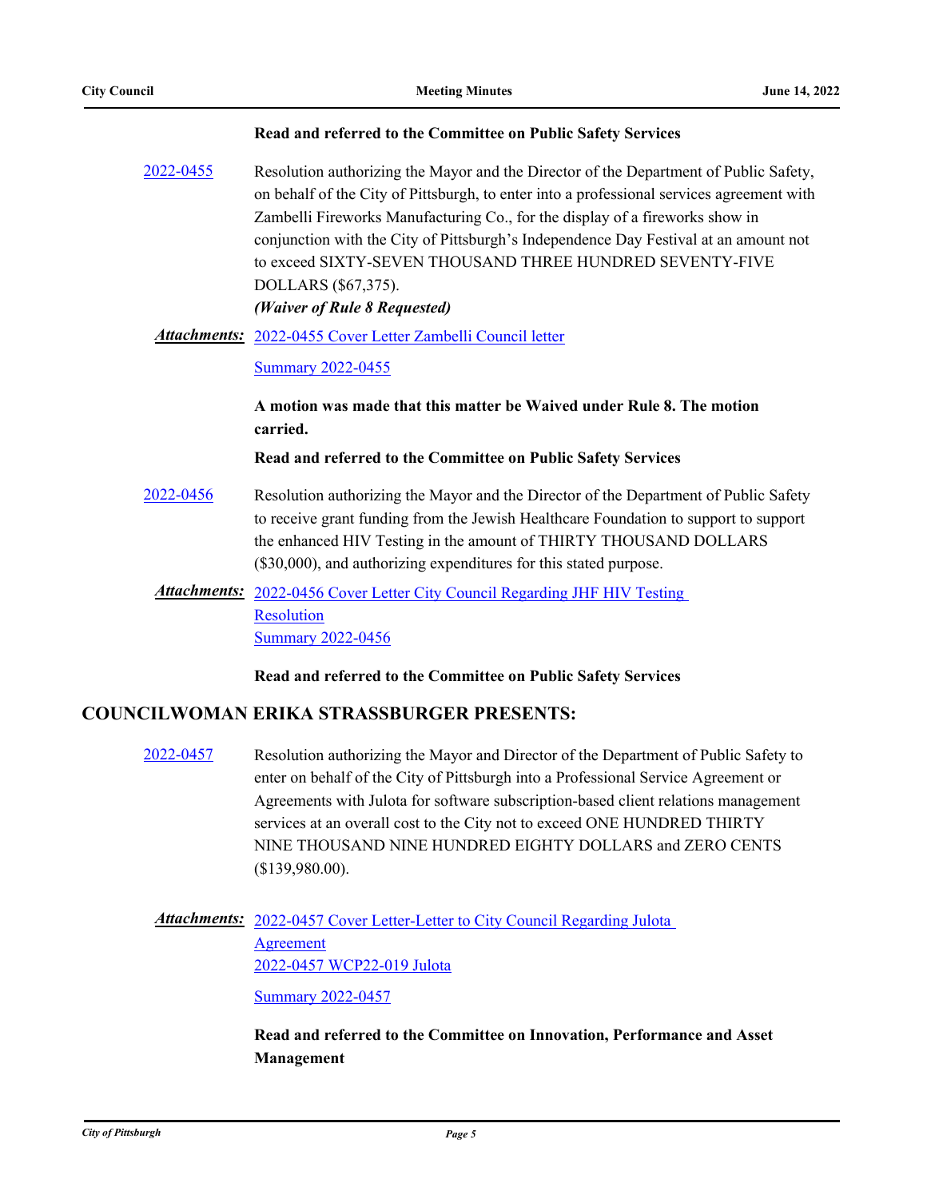**Read and referred to the Committee on Public Safety Services**

[2022-0455](#) Resolution authorizing the Mayor and the Director of the Department of Public Safety, on behalf of the City of Pittsburgh, to enter into a professional services agreement with Zambelli Fireworks Manufacturing Co., for the display of a fireworks show in conjunction with the City of Pittsburgh's Independence Day Festival at an amount not to exceed SIXTY-SEVEN THOUSAND THREE HUNDRED SEVENTY-FIVE DOLLARS ($67,375).

***(Waiver of Rule 8 Requested)***

***Attachments:*** [2022-0455 Cover Letter Zambelli Council letter](#)

[Summary 2022-0455](#)

**A motion was made that this matter be Waived under Rule 8. The motion carried.**

**Read and referred to the Committee on Public Safety Services**

[2022-0456](#) Resolution authorizing the Mayor and the Director of the Department of Public Safety to receive grant funding from the Jewish Healthcare Foundation to support to support the enhanced HIV Testing in the amount of THIRTY THOUSAND DOLLARS ($30,000), and authorizing expenditures for this stated purpose.

***Attachments:*** [2022-0456 Cover Letter City Council Regarding JHF HIV Testing Resolution](#)

[Summary 2022-0456](#)

**Read and referred to the Committee on Public Safety Services**

## COUNCILWOMAN ERIKA STRASSBURGER PRESENTS:

[2022-0457](#) Resolution authorizing the Mayor and Director of the Department of Public Safety to enter on behalf of the City of Pittsburgh into a Professional Service Agreement or Agreements with Julota for software subscription-based client relations management services at an overall cost to the City not to exceed ONE HUNDRED THIRTY NINE THOUSAND NINE HUNDRED EIGHTY DOLLARS and ZERO CENTS ($139,980.00).

***Attachments:*** [2022-0457 Cover Letter-Letter to City Council Regarding Julota Agreement](#)

[2022-0457 WCP22-019 Julota](#)

[Summary 2022-0457](#)

**Read and referred to the Committee on Innovation, Performance and Asset Management**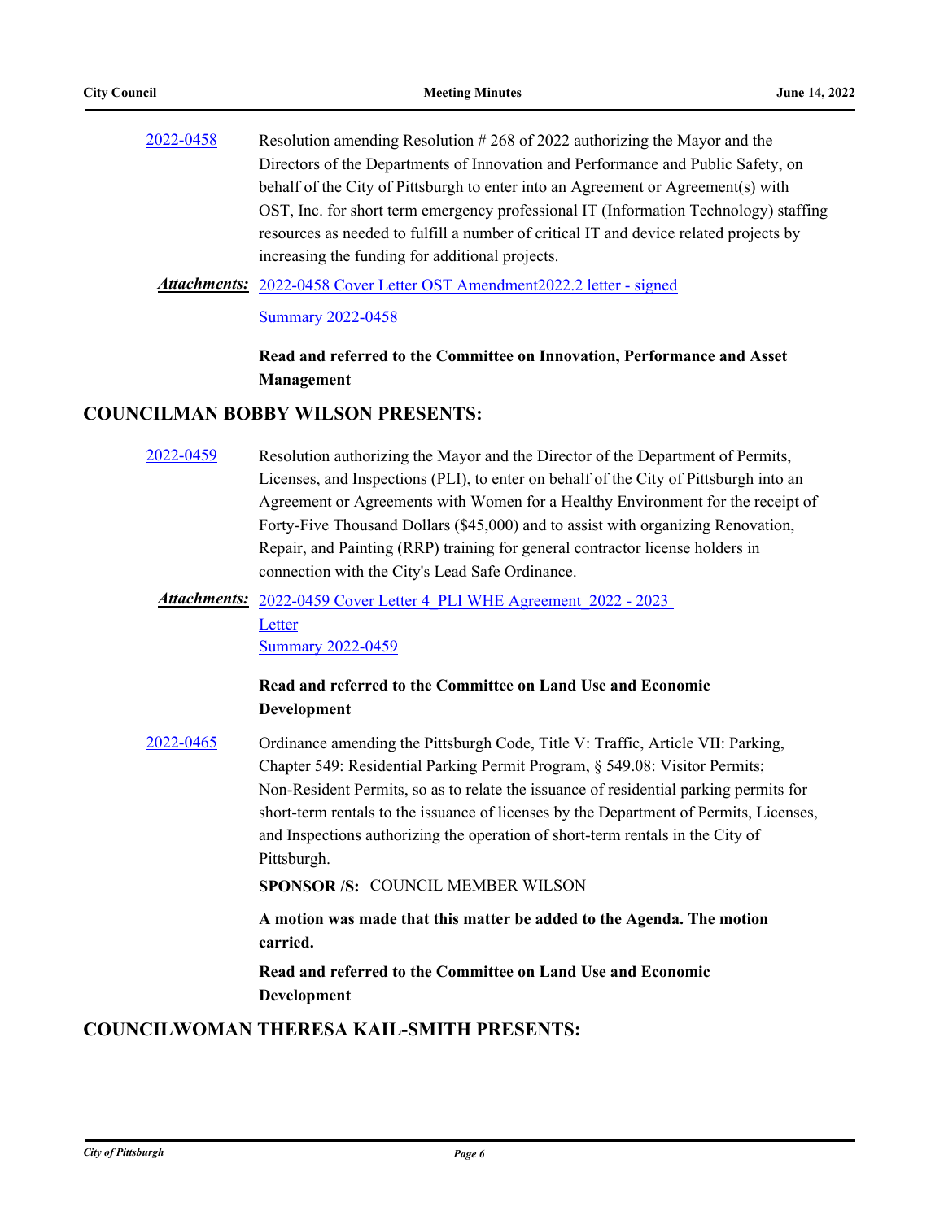2022-0458 Resolution amending Resolution # 268 of 2022 authorizing the Mayor and the Directors of the Departments of Innovation and Performance and Public Safety, on behalf of the City of Pittsburgh to enter into an Agreement or Agreement(s) with OST, Inc. for short term emergency professional IT (Information Technology) staffing resources as needed to fulfill a number of critical IT and device related projects by increasing the funding for additional projects.

***Attachments:*** 2022-0458 Cover Letter OST Amendment2022.2 letter - signed

Summary 2022-0458

**Read and referred to the Committee on Innovation, Performance and Asset Management**

## COUNCILMAN BOBBY WILSON PRESENTS:

2022-0459 Resolution authorizing the Mayor and the Director of the Department of Permits, Licenses, and Inspections (PLI), to enter on behalf of the City of Pittsburgh into an Agreement or Agreements with Women for a Healthy Environment for the receipt of Forty-Five Thousand Dollars ($45,000) and to assist with organizing Renovation, Repair, and Painting (RRP) training for general contractor license holders in connection with the City's Lead Safe Ordinance.

***Attachments:*** 2022-0459 Cover Letter 4_PLI WHE Agreement_2022 - 2023 Letter

Summary 2022-0459

**Read and referred to the Committee on Land Use and Economic Development**

2022-0465 Ordinance amending the Pittsburgh Code, Title V: Traffic, Article VII: Parking, Chapter 549: Residential Parking Permit Program, § 549.08: Visitor Permits; Non-Resident Permits, so as to relate the issuance of residential parking permits for short-term rentals to the issuance of licenses by the Department of Permits, Licenses, and Inspections authorizing the operation of short-term rentals in the City of Pittsburgh.

**SPONSOR /S:** COUNCIL MEMBER WILSON

**A motion was made that this matter be added to the Agenda. The motion carried.**

**Read and referred to the Committee on Land Use and Economic Development**

## COUNCILWOMAN THERESA KAIL-SMITH PRESENTS: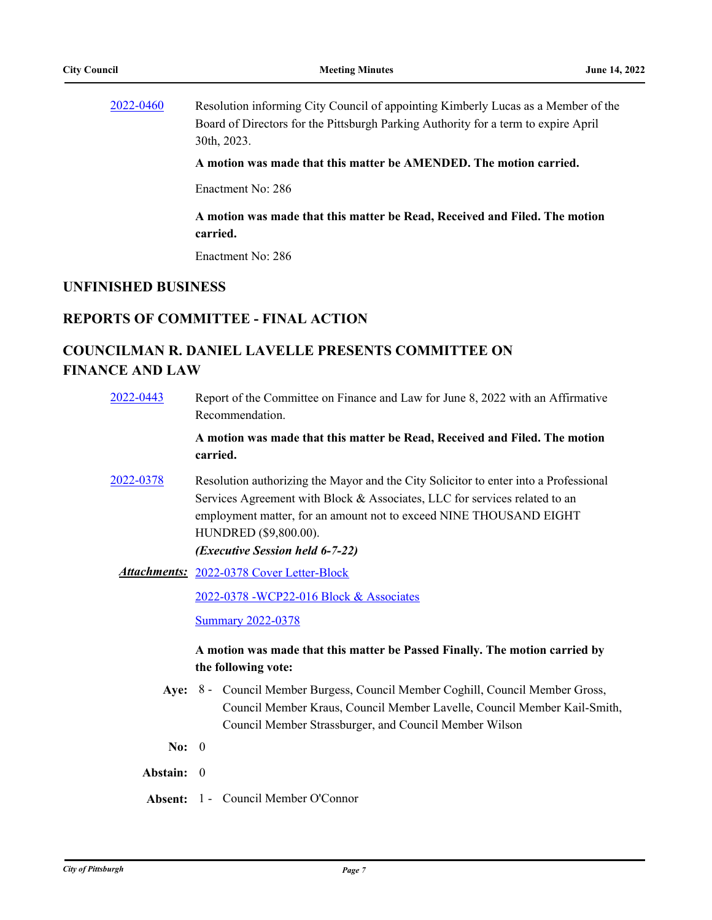2022-0460 Resolution informing City Council of appointing Kimberly Lucas as a Member of the Board of Directors for the Pittsburgh Parking Authority for a term to expire April 30th, 2023.

**A motion was made that this matter be AMENDED. The motion carried.**

Enactment No: 286

**A motion was made that this matter be Read, Received and Filed. The motion carried.**

Enactment No: 286

## UNFINISHED BUSINESS

## REPORTS OF COMMITTEE - FINAL ACTION

## COUNCILMAN R. DANIEL LAVELLE PRESENTS COMMITTEE ON FINANCE AND LAW

2022-0443 Report of the Committee on Finance and Law for June 8, 2022 with an Affirmative Recommendation.

**A motion was made that this matter be Read, Received and Filed. The motion carried.**

2022-0378 Resolution authorizing the Mayor and the City Solicitor to enter into a Professional Services Agreement with Block & Associates, LLC for services related to an employment matter, for an amount not to exceed NINE THOUSAND EIGHT HUNDRED ($9,800.00).

***(Executive Session held 6-7-22)***

***Attachments:*** 2022-0378 Cover Letter-Block

2022-0378 -WCP22-016 Block & Associates

Summary 2022-0378

**A motion was made that this matter be Passed Finally. The motion carried by the following vote:**

**Aye:** 8 - Council Member Burgess, Council Member Coghill, Council Member Gross, Council Member Kraus, Council Member Lavelle, Council Member Kail-Smith, Council Member Strassburger, and Council Member Wilson

**No:** 0

**Abstain:** 0

**Absent:** 1 - Council Member O'Connor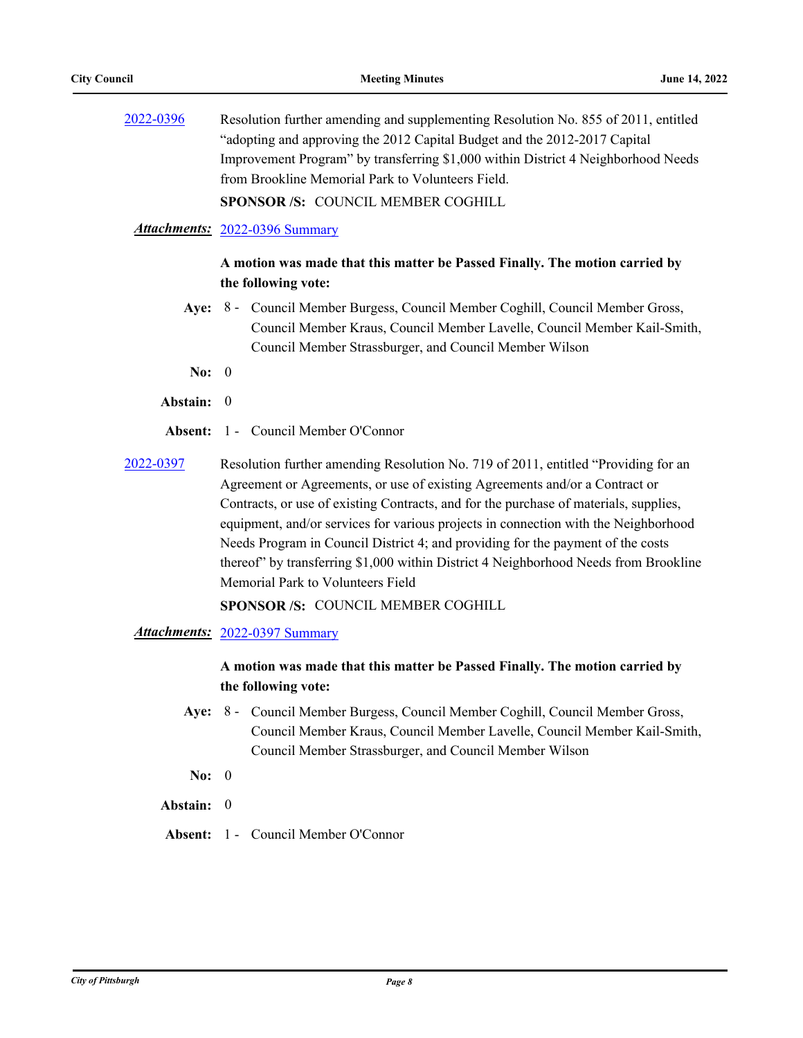[2022-0396](2022-0396) Resolution further amending and supplementing Resolution No. 855 of 2011, entitled "adopting and approving the 2012 Capital Budget and the 2012-2017 Capital Improvement Program" by transferring $1,000 within District 4 Neighborhood Needs from Brookline Memorial Park to Volunteers Field.

**SPONSOR /S:** COUNCIL MEMBER COGHILL

***Attachments:*** 2022-0396 Summary

**A motion was made that this matter be Passed Finally. The motion carried by the following vote:**

**Aye:** 8 - Council Member Burgess, Council Member Coghill, Council Member Gross, Council Member Kraus, Council Member Lavelle, Council Member Kail-Smith, Council Member Strassburger, and Council Member Wilson

**No:** 0

**Abstain:** 0

**Absent:** 1 - Council Member O'Connor

[2022-0397](2022-0397) Resolution further amending Resolution No. 719 of 2011, entitled "Providing for an Agreement or Agreements, or use of existing Agreements and/or a Contract or Contracts, or use of existing Contracts, and for the purchase of materials, supplies, equipment, and/or services for various projects in connection with the Neighborhood Needs Program in Council District 4; and providing for the payment of the costs thereof" by transferring $1,000 within District 4 Neighborhood Needs from Brookline Memorial Park to Volunteers Field

**SPONSOR /S:** COUNCIL MEMBER COGHILL

***Attachments:*** 2022-0397 Summary

**A motion was made that this matter be Passed Finally. The motion carried by the following vote:**

**Aye:** 8 - Council Member Burgess, Council Member Coghill, Council Member Gross, Council Member Kraus, Council Member Lavelle, Council Member Kail-Smith, Council Member Strassburger, and Council Member Wilson

**No:** 0

**Abstain:** 0

**Absent:** 1 - Council Member O'Connor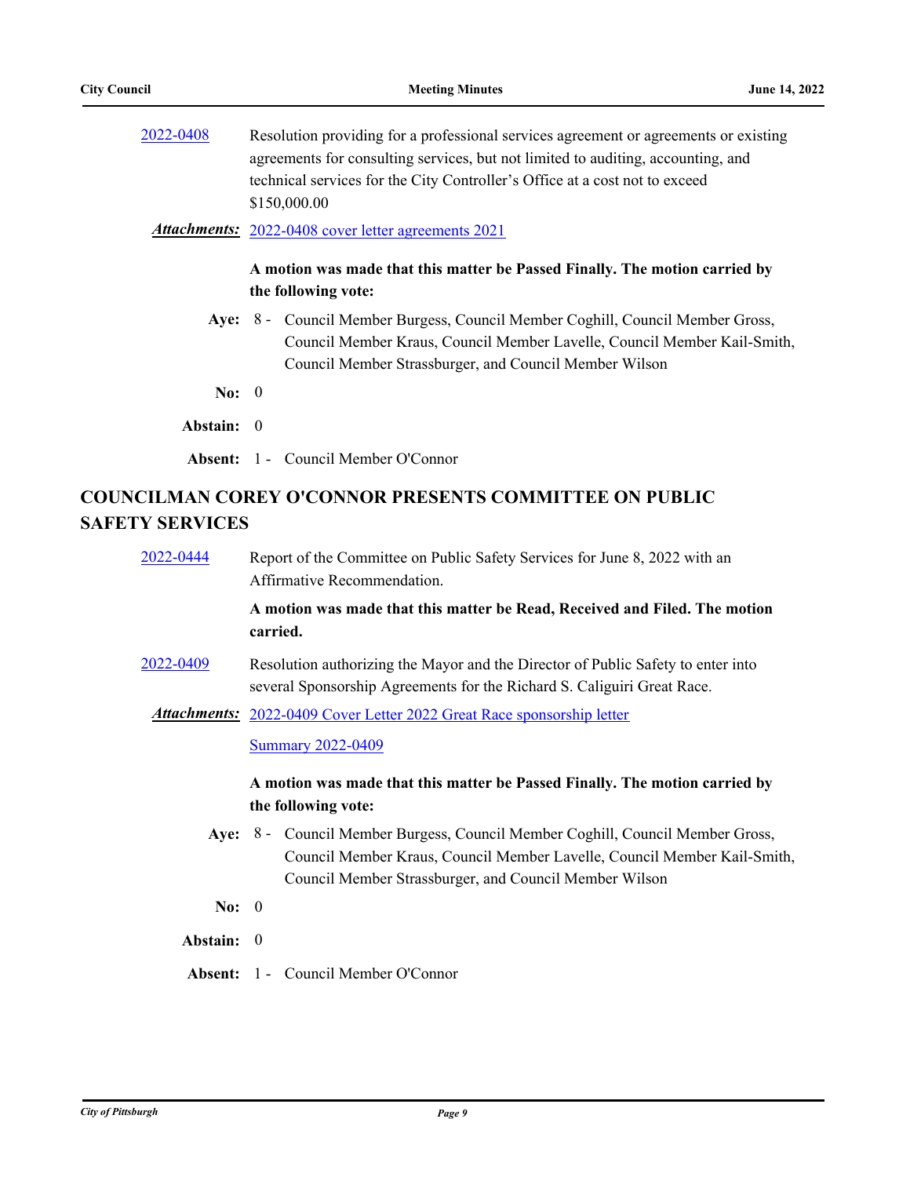2022-0408 Resolution providing for a professional services agreement or agreements or existing agreements for consulting services, but not limited to auditing, accounting, and technical services for the City Controller's Office at a cost not to exceed $150,000.00

***Attachments:*** 2022-0408 cover letter agreements 2021

**A motion was made that this matter be Passed Finally. The motion carried by the following vote:**

**Aye:** 8 - Council Member Burgess, Council Member Coghill, Council Member Gross, Council Member Kraus, Council Member Lavelle, Council Member Kail-Smith, Council Member Strassburger, and Council Member Wilson

**No:** 0

**Abstain:** 0

**Absent:** 1 - Council Member O'Connor

## COUNCILMAN COREY O'CONNOR PRESENTS COMMITTEE ON PUBLIC SAFETY SERVICES

2022-0444 Report of the Committee on Public Safety Services for June 8, 2022 with an Affirmative Recommendation.

**A motion was made that this matter be Read, Received and Filed. The motion carried.**

2022-0409 Resolution authorizing the Mayor and the Director of Public Safety to enter into several Sponsorship Agreements for the Richard S. Caliguiri Great Race.

***Attachments:*** 2022-0409 Cover Letter 2022 Great Race sponsorship letter

Summary 2022-0409

**A motion was made that this matter be Passed Finally. The motion carried by the following vote:**

**Aye:** 8 - Council Member Burgess, Council Member Coghill, Council Member Gross, Council Member Kraus, Council Member Lavelle, Council Member Kail-Smith, Council Member Strassburger, and Council Member Wilson

**No:** 0

**Abstain:** 0

**Absent:** 1 - Council Member O'Connor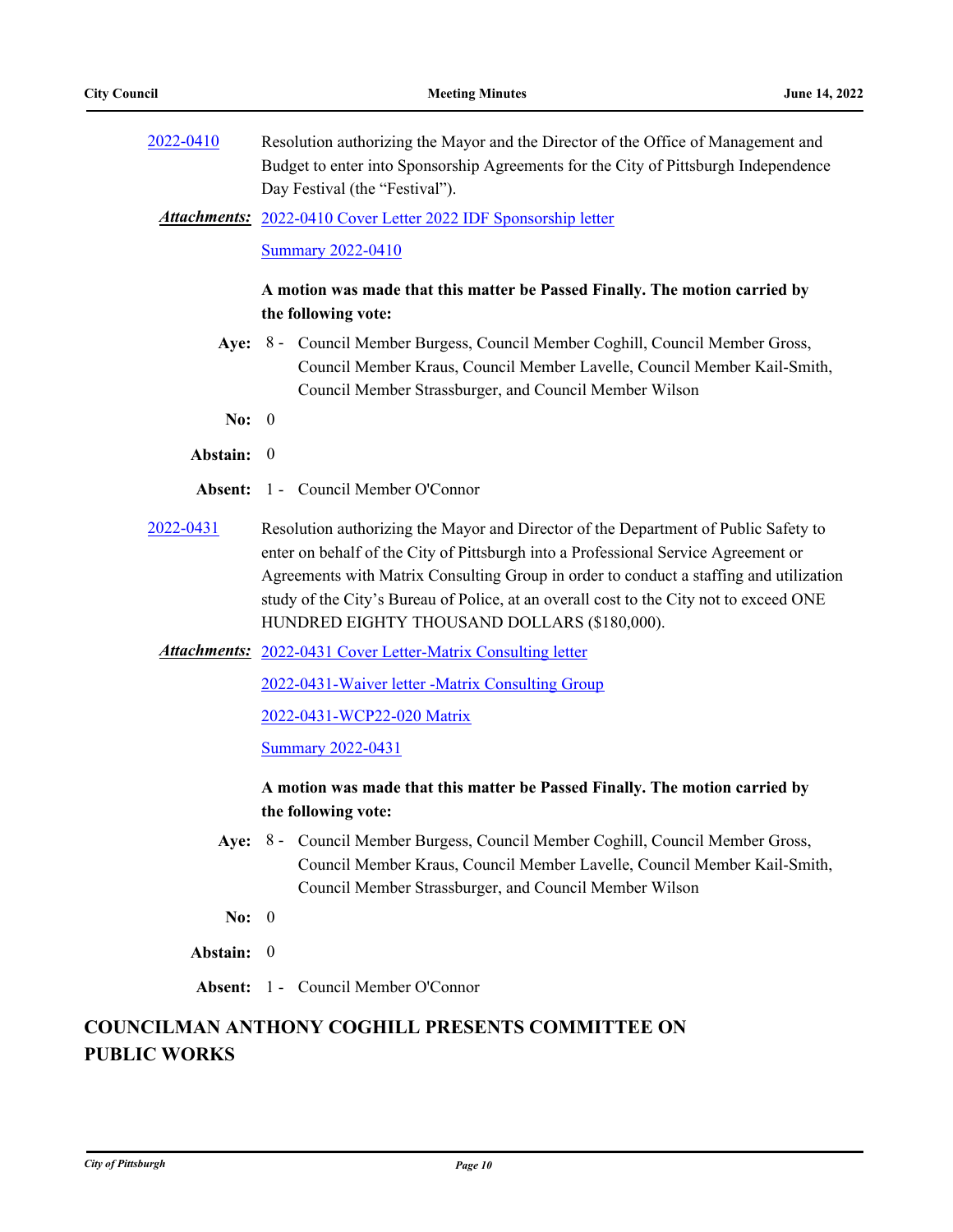2022-0410 Resolution authorizing the Mayor and the Director of the Office of Management and Budget to enter into Sponsorship Agreements for the City of Pittsburgh Independence Day Festival (the "Festival").

***Attachments:*** 2022-0410 Cover Letter 2022 IDF Sponsorship letter

Summary 2022-0410

**A motion was made that this matter be Passed Finally. The motion carried by the following vote:**

**Aye:** 8 - Council Member Burgess, Council Member Coghill, Council Member Gross, Council Member Kraus, Council Member Lavelle, Council Member Kail-Smith, Council Member Strassburger, and Council Member Wilson

**No:** 0

**Abstain:** 0

**Absent:** 1 - Council Member O'Connor

2022-0431 Resolution authorizing the Mayor and Director of the Department of Public Safety to enter on behalf of the City of Pittsburgh into a Professional Service Agreement or Agreements with Matrix Consulting Group in order to conduct a staffing and utilization study of the City's Bureau of Police, at an overall cost to the City not to exceed ONE HUNDRED EIGHTY THOUSAND DOLLARS ($180,000).

***Attachments:*** 2022-0431 Cover Letter-Matrix Consulting letter

2022-0431-Waiver letter -Matrix Consulting Group

2022-0431-WCP22-020 Matrix

Summary 2022-0431

**A motion was made that this matter be Passed Finally. The motion carried by the following vote:**

**Aye:** 8 - Council Member Burgess, Council Member Coghill, Council Member Gross, Council Member Kraus, Council Member Lavelle, Council Member Kail-Smith, Council Member Strassburger, and Council Member Wilson

**No:** 0

**Abstain:** 0

**Absent:** 1 - Council Member O'Connor

## COUNCILMAN ANTHONY COGHILL PRESENTS COMMITTEE ON PUBLIC WORKS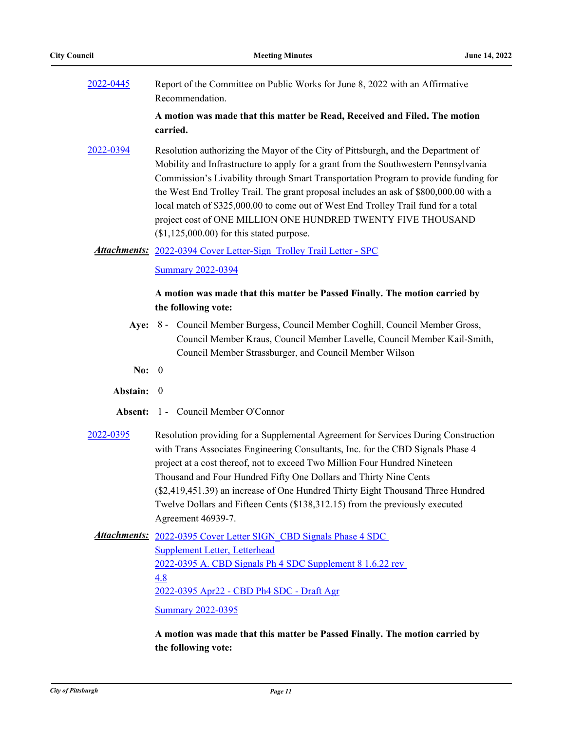2022-0445 Report of the Committee on Public Works for June 8, 2022 with an Affirmative Recommendation.

**A motion was made that this matter be Read, Received and Filed. The motion carried.**

2022-0394 Resolution authorizing the Mayor of the City of Pittsburgh, and the Department of Mobility and Infrastructure to apply for a grant from the Southwestern Pennsylvania Commission's Livability through Smart Transportation Program to provide funding for the West End Trolley Trail. The grant proposal includes an ask of $800,000.00 with a local match of $325,000.00 to come out of West End Trolley Trail fund for a total project cost of ONE MILLION ONE HUNDRED TWENTY FIVE THOUSAND ($1,125,000.00) for this stated purpose.

***Attachments:*** 2022-0394 Cover Letter-Sign_Trolley Trail Letter - SPC

Summary 2022-0394

**A motion was made that this matter be Passed Finally. The motion carried by the following vote:**

**Aye:** 8 - Council Member Burgess, Council Member Coghill, Council Member Gross, Council Member Kraus, Council Member Lavelle, Council Member Kail-Smith, Council Member Strassburger, and Council Member Wilson

**No:** 0

**Abstain:** 0

**Absent:** 1 - Council Member O'Connor

2022-0395 Resolution providing for a Supplemental Agreement for Services During Construction with Trans Associates Engineering Consultants, Inc. for the CBD Signals Phase 4 project at a cost thereof, not to exceed Two Million Four Hundred Nineteen Thousand and Four Hundred Fifty One Dollars and Thirty Nine Cents ($2,419,451.39) an increase of One Hundred Thirty Eight Thousand Three Hundred Twelve Dollars and Fifteen Cents ($138,312.15) from the previously executed Agreement 46939-7.

***Attachments:*** 2022-0395 Cover Letter SIGN_CBD Signals Phase 4 SDC Supplement Letter, Letterhead

2022-0395 A. CBD Signals Ph 4 SDC Supplement 8 1.6.22 rev 4.8

2022-0395 Apr22 - CBD Ph4 SDC - Draft Agr

Summary 2022-0395

**A motion was made that this matter be Passed Finally. The motion carried by the following vote:**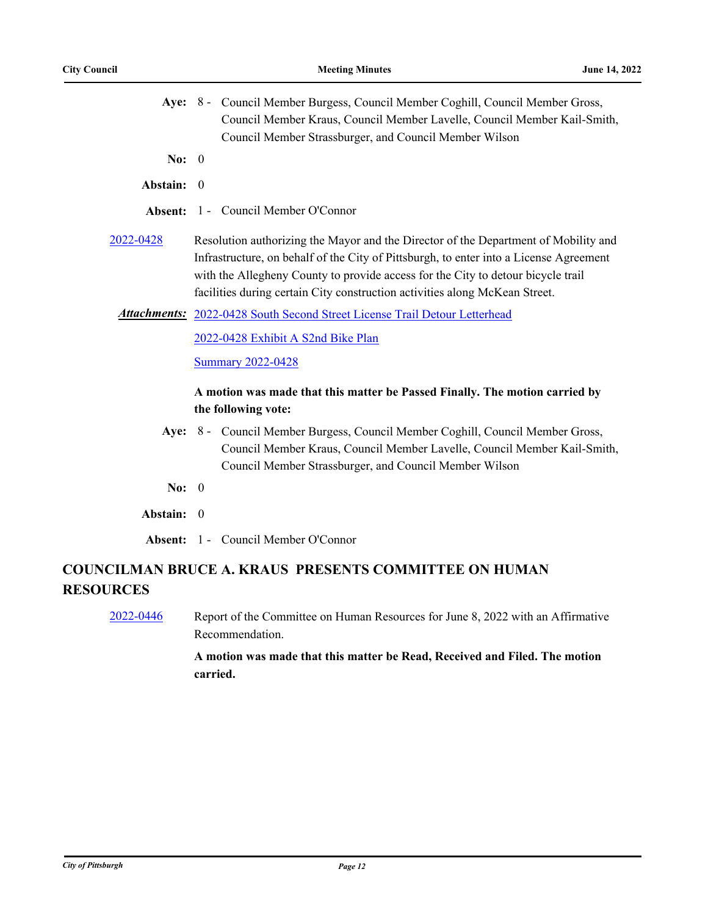**Aye:** 8 - Council Member Burgess, Council Member Coghill, Council Member Gross, Council Member Kraus, Council Member Lavelle, Council Member Kail-Smith, Council Member Strassburger, and Council Member Wilson

**No:** 0

**Abstain:** 0

**Absent:** 1 - Council Member O'Connor

2022-0428 Resolution authorizing the Mayor and the Director of the Department of Mobility and Infrastructure, on behalf of the City of Pittsburgh, to enter into a License Agreement with the Allegheny County to provide access for the City to detour bicycle trail facilities during certain City construction activities along McKean Street.

***Attachments:*** 2022-0428 South Second Street License Trail Detour Letterhead

2022-0428 Exhibit A S2nd Bike Plan

Summary 2022-0428

**A motion was made that this matter be Passed Finally. The motion carried by the following vote:**

**Aye:** 8 - Council Member Burgess, Council Member Coghill, Council Member Gross, Council Member Kraus, Council Member Lavelle, Council Member Kail-Smith, Council Member Strassburger, and Council Member Wilson

**No:** 0

**Abstain:** 0

**Absent:** 1 - Council Member O'Connor

## COUNCILMAN BRUCE A. KRAUS PRESENTS COMMITTEE ON HUMAN RESOURCES

2022-0446 Report of the Committee on Human Resources for June 8, 2022 with an Affirmative Recommendation.

**A motion was made that this matter be Read, Received and Filed. The motion carried.**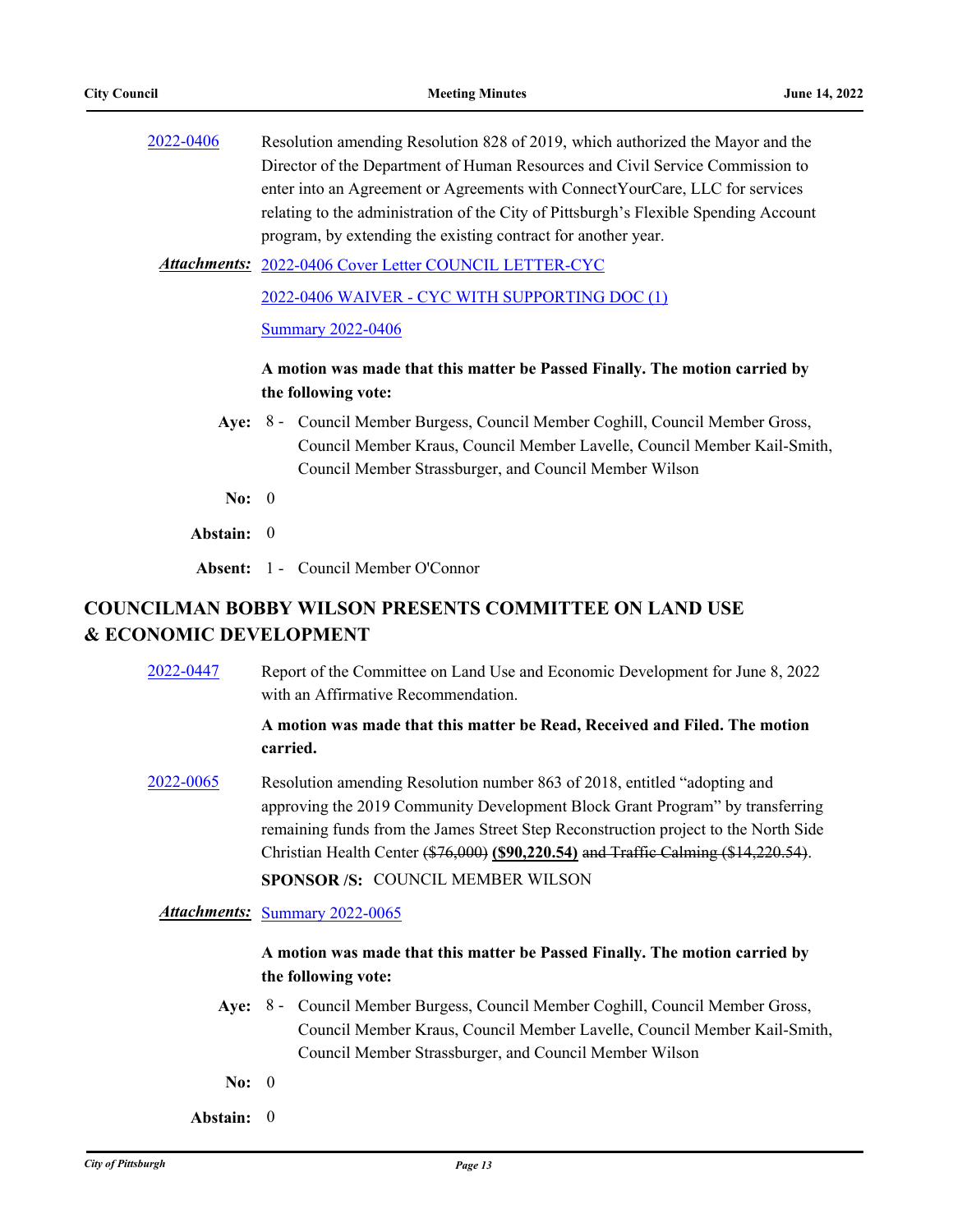[2022-0406](2022-0406) Resolution amending Resolution 828 of 2019, which authorized the Mayor and the Director of the Department of Human Resources and Civil Service Commission to enter into an Agreement or Agreements with ConnectYourCare, LLC for services relating to the administration of the City of Pittsburgh's Flexible Spending Account program, by extending the existing contract for another year.

***Attachments:*** 2022-0406 Cover Letter COUNCIL LETTER-CYC

2022-0406 WAIVER - CYC WITH SUPPORTING DOC (1)

Summary 2022-0406

**A motion was made that this matter be Passed Finally. The motion carried by the following vote:**

**Aye:** 8 - Council Member Burgess, Council Member Coghill, Council Member Gross, Council Member Kraus, Council Member Lavelle, Council Member Kail-Smith, Council Member Strassburger, and Council Member Wilson

**No:** 0

**Abstain:** 0

**Absent:** 1 - Council Member O'Connor

## COUNCILMAN BOBBY WILSON PRESENTS COMMITTEE ON LAND USE & ECONOMIC DEVELOPMENT

2022-0447 Report of the Committee on Land Use and Economic Development for June 8, 2022 with an Affirmative Recommendation.

**A motion was made that this matter be Read, Received and Filed. The motion carried.**

2022-0065 Resolution amending Resolution number 863 of 2018, entitled "adopting and approving the 2019 Community Development Block Grant Program" by transferring remaining funds from the James Street Step Reconstruction project to the North Side Christian Health Center ~~($76,000)~~ **<u>($90,220.54)</u>** ~~and Traffic Calming ($14,220.54)~~.

**SPONSOR /S:** COUNCIL MEMBER WILSON

***Attachments:*** Summary 2022-0065

**A motion was made that this matter be Passed Finally. The motion carried by the following vote:**

**Aye:** 8 - Council Member Burgess, Council Member Coghill, Council Member Gross, Council Member Kraus, Council Member Lavelle, Council Member Kail-Smith, Council Member Strassburger, and Council Member Wilson

**No:** 0

**Abstain:** 0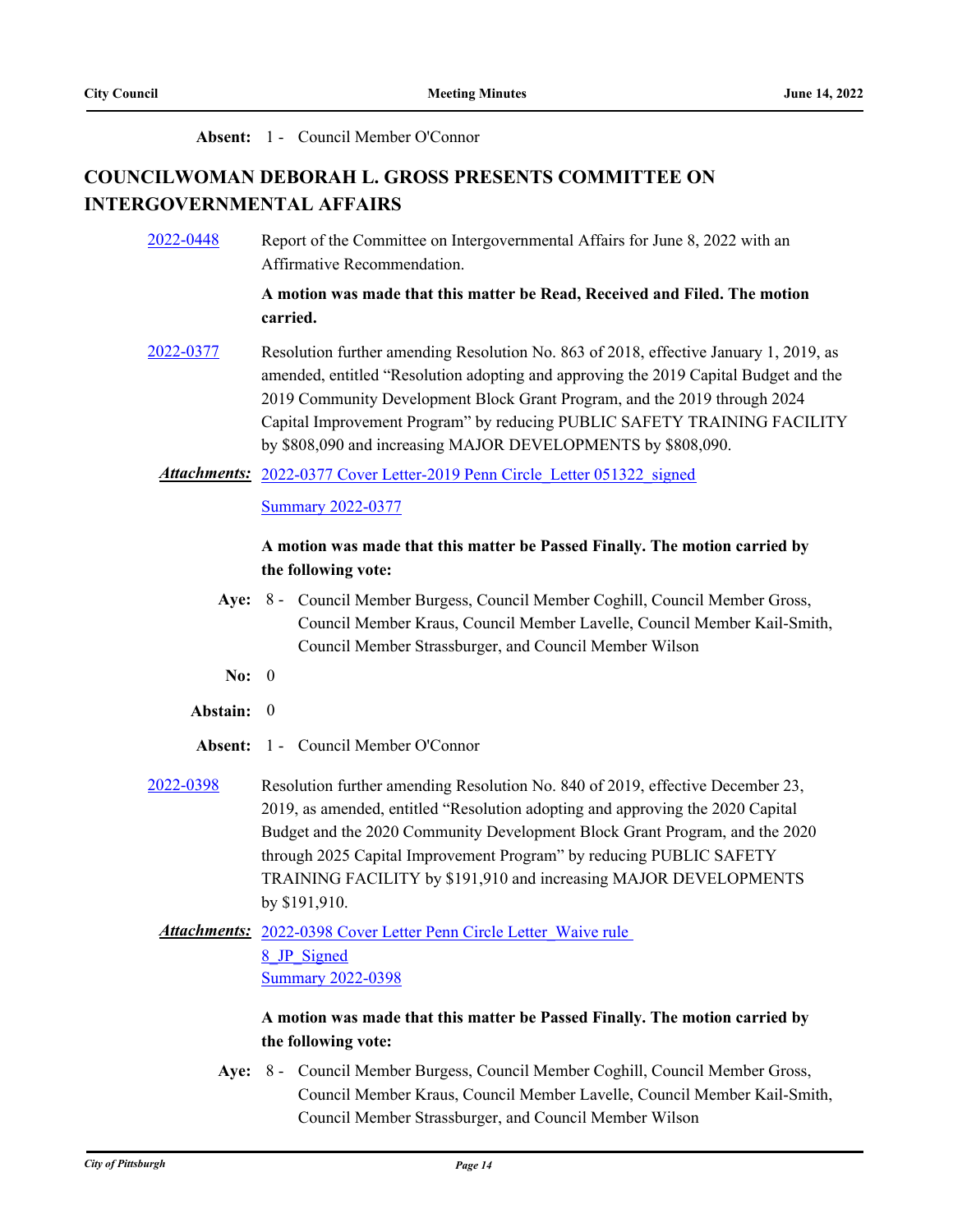**Absent:** 1 - Council Member O'Connor

## COUNCILWOMAN DEBORAH L. GROSS PRESENTS COMMITTEE ON INTERGOVERNMENTAL AFFAIRS

2022-0448 Report of the Committee on Intergovernmental Affairs for June 8, 2022 with an Affirmative Recommendation.

**A motion was made that this matter be Read, Received and Filed. The motion carried.**

2022-0377 Resolution further amending Resolution No. 863 of 2018, effective January 1, 2019, as amended, entitled "Resolution adopting and approving the 2019 Capital Budget and the 2019 Community Development Block Grant Program, and the 2019 through 2024 Capital Improvement Program" by reducing PUBLIC SAFETY TRAINING FACILITY by $808,090 and increasing MAJOR DEVELOPMENTS by $808,090.

***Attachments:*** 2022-0377 Cover Letter-2019 Penn Circle_Letter 051322_signed
Summary 2022-0377

**A motion was made that this matter be Passed Finally. The motion carried by the following vote:**

**Aye:** 8 - Council Member Burgess, Council Member Coghill, Council Member Gross, Council Member Kraus, Council Member Lavelle, Council Member Kail-Smith, Council Member Strassburger, and Council Member Wilson

**No:** 0

**Abstain:** 0

**Absent:** 1 - Council Member O'Connor

2022-0398 Resolution further amending Resolution No. 840 of 2019, effective December 23, 2019, as amended, entitled "Resolution adopting and approving the 2020 Capital Budget and the 2020 Community Development Block Grant Program, and the 2020 through 2025 Capital Improvement Program" by reducing PUBLIC SAFETY TRAINING FACILITY by $191,910 and increasing MAJOR DEVELOPMENTS by $191,910.

***Attachments:*** 2022-0398 Cover Letter Penn Circle Letter_Waive rule 8_JP_Signed
Summary 2022-0398

**A motion was made that this matter be Passed Finally. The motion carried by the following vote:**

**Aye:** 8 - Council Member Burgess, Council Member Coghill, Council Member Gross, Council Member Kraus, Council Member Lavelle, Council Member Kail-Smith, Council Member Strassburger, and Council Member Wilson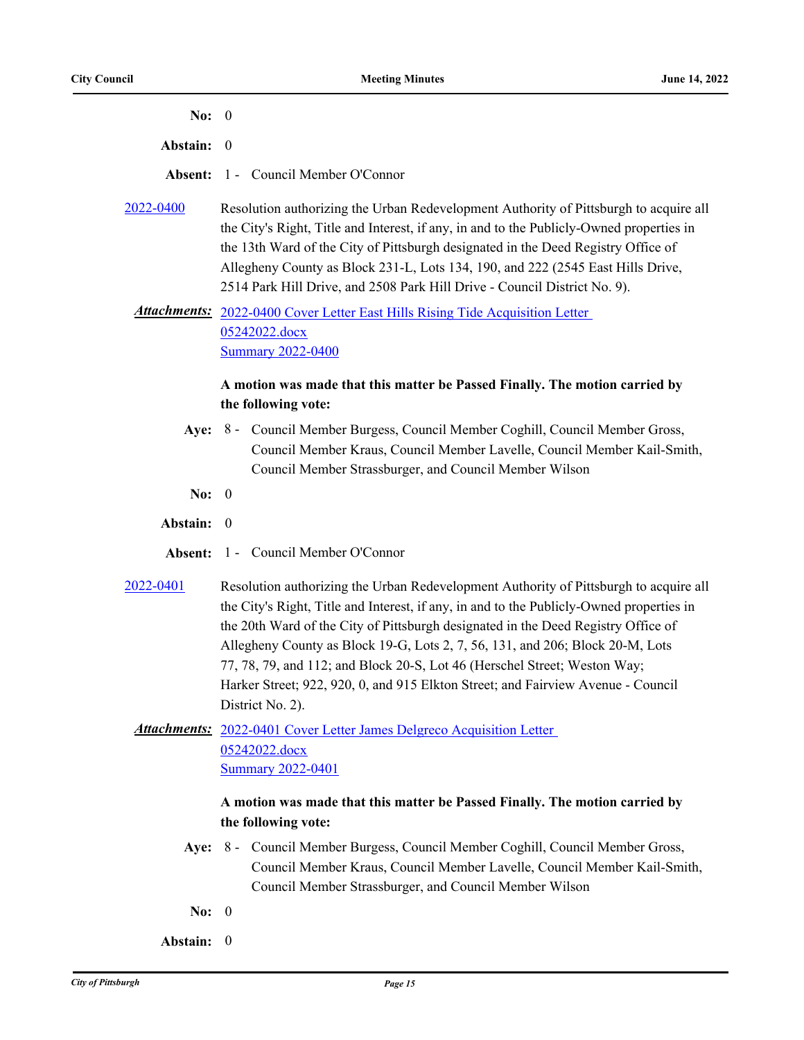**No:** 0

**Abstain:** 0

**Absent:** 1 - Council Member O'Connor

2022-0400 Resolution authorizing the Urban Redevelopment Authority of Pittsburgh to acquire all the City's Right, Title and Interest, if any, in and to the Publicly-Owned properties in the 13th Ward of the City of Pittsburgh designated in the Deed Registry Office of Allegheny County as Block 231-L, Lots 134, 190, and 222 (2545 East Hills Drive, 2514 Park Hill Drive, and 2508 Park Hill Drive - Council District No. 9).

***Attachments:*** 2022-0400 Cover Letter East Hills Rising Tide Acquisition Letter 05242022.docx
Summary 2022-0400

**A motion was made that this matter be Passed Finally. The motion carried by the following vote:**

**Aye:** 8 - Council Member Burgess, Council Member Coghill, Council Member Gross, Council Member Kraus, Council Member Lavelle, Council Member Kail-Smith, Council Member Strassburger, and Council Member Wilson

**No:** 0

**Abstain:** 0

**Absent:** 1 - Council Member O'Connor

2022-0401 Resolution authorizing the Urban Redevelopment Authority of Pittsburgh to acquire all the City's Right, Title and Interest, if any, in and to the Publicly-Owned properties in the 20th Ward of the City of Pittsburgh designated in the Deed Registry Office of Allegheny County as Block 19-G, Lots 2, 7, 56, 131, and 206; Block 20-M, Lots 77, 78, 79, and 112; and Block 20-S, Lot 46 (Herschel Street; Weston Way; Harker Street; 922, 920, 0, and 915 Elkton Street; and Fairview Avenue - Council District No. 2).

***Attachments:*** 2022-0401 Cover Letter James Delgreco Acquisition Letter 05242022.docx
Summary 2022-0401

**A motion was made that this matter be Passed Finally. The motion carried by the following vote:**

**Aye:** 8 - Council Member Burgess, Council Member Coghill, Council Member Gross, Council Member Kraus, Council Member Lavelle, Council Member Kail-Smith, Council Member Strassburger, and Council Member Wilson

**No:** 0

**Abstain:** 0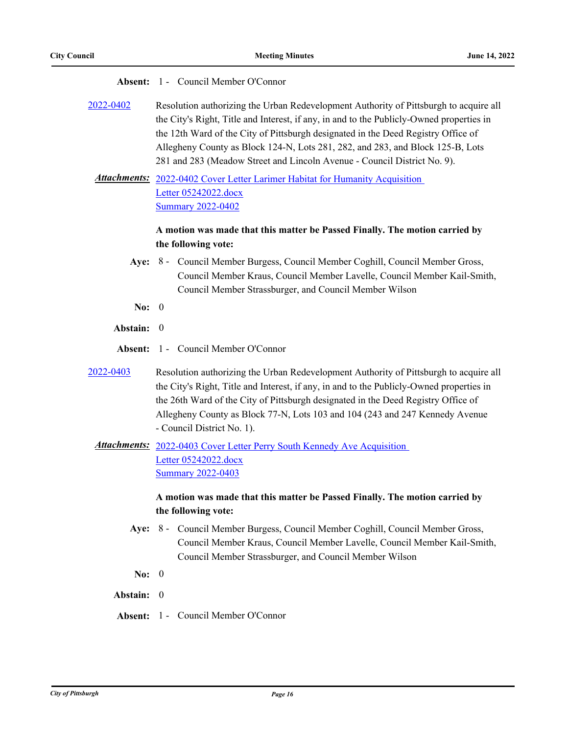**Absent:** 1 - Council Member O'Connor

2022-0402 Resolution authorizing the Urban Redevelopment Authority of Pittsburgh to acquire all the City's Right, Title and Interest, if any, in and to the Publicly-Owned properties in the 12th Ward of the City of Pittsburgh designated in the Deed Registry Office of Allegheny County as Block 124-N, Lots 281, 282, and 283, and Block 125-B, Lots 281 and 283 (Meadow Street and Lincoln Avenue - Council District No. 9).

***Attachments:*** 2022-0402 Cover Letter Larimer Habitat for Humanity Acquisition Letter 05242022.docx
Summary 2022-0402

**A motion was made that this matter be Passed Finally. The motion carried by the following vote:**

**Aye:** 8 - Council Member Burgess, Council Member Coghill, Council Member Gross, Council Member Kraus, Council Member Lavelle, Council Member Kail-Smith, Council Member Strassburger, and Council Member Wilson

**No:** 0

**Abstain:** 0

**Absent:** 1 - Council Member O'Connor

2022-0403 Resolution authorizing the Urban Redevelopment Authority of Pittsburgh to acquire all the City's Right, Title and Interest, if any, in and to the Publicly-Owned properties in the 26th Ward of the City of Pittsburgh designated in the Deed Registry Office of Allegheny County as Block 77-N, Lots 103 and 104 (243 and 247 Kennedy Avenue - Council District No. 1).

***Attachments:*** 2022-0403 Cover Letter Perry South Kennedy Ave Acquisition Letter 05242022.docx
Summary 2022-0403

**A motion was made that this matter be Passed Finally. The motion carried by the following vote:**

**Aye:** 8 - Council Member Burgess, Council Member Coghill, Council Member Gross, Council Member Kraus, Council Member Lavelle, Council Member Kail-Smith, Council Member Strassburger, and Council Member Wilson

**No:** 0

**Abstain:** 0

**Absent:** 1 - Council Member O'Connor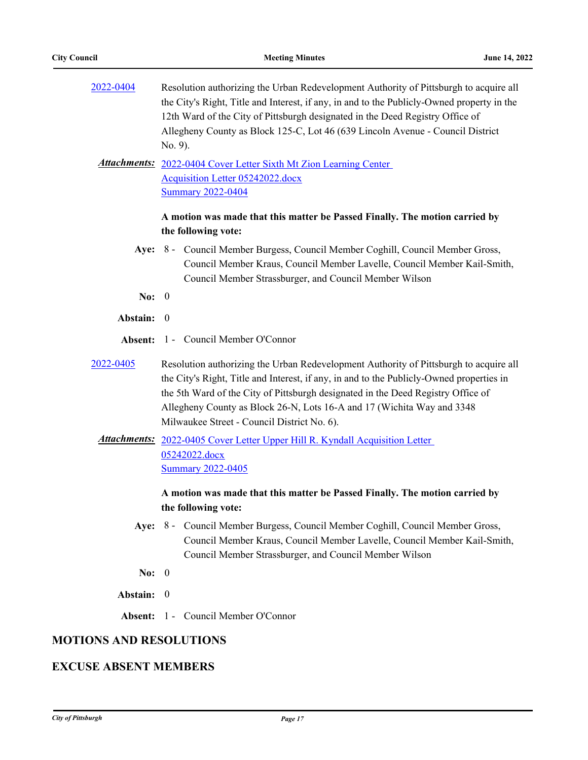2022-0404 Resolution authorizing the Urban Redevelopment Authority of Pittsburgh to acquire all the City's Right, Title and Interest, if any, in and to the Publicly-Owned property in the 12th Ward of the City of Pittsburgh designated in the Deed Registry Office of Allegheny County as Block 125-C, Lot 46 (639 Lincoln Avenue - Council District No. 9).

***Attachments:*** 2022-0404 Cover Letter Sixth Mt Zion Learning Center Acquisition Letter 05242022.docx
Summary 2022-0404

**A motion was made that this matter be Passed Finally. The motion carried by the following vote:**

**Aye:** 8 - Council Member Burgess, Council Member Coghill, Council Member Gross, Council Member Kraus, Council Member Lavelle, Council Member Kail-Smith, Council Member Strassburger, and Council Member Wilson

**No:** 0

**Abstain:** 0

**Absent:** 1 - Council Member O'Connor

2022-0405 Resolution authorizing the Urban Redevelopment Authority of Pittsburgh to acquire all the City's Right, Title and Interest, if any, in and to the Publicly-Owned properties in the 5th Ward of the City of Pittsburgh designated in the Deed Registry Office of Allegheny County as Block 26-N, Lots 16-A and 17 (Wichita Way and 3348 Milwaukee Street - Council District No. 6).

***Attachments:*** 2022-0405 Cover Letter Upper Hill R. Kyndall Acquisition Letter 05242022.docx
Summary 2022-0405

**A motion was made that this matter be Passed Finally. The motion carried by the following vote:**

**Aye:** 8 - Council Member Burgess, Council Member Coghill, Council Member Gross, Council Member Kraus, Council Member Lavelle, Council Member Kail-Smith, Council Member Strassburger, and Council Member Wilson

**No:** 0

**Abstain:** 0

**Absent:** 1 - Council Member O'Connor

## MOTIONS AND RESOLUTIONS

## EXCUSE ABSENT MEMBERS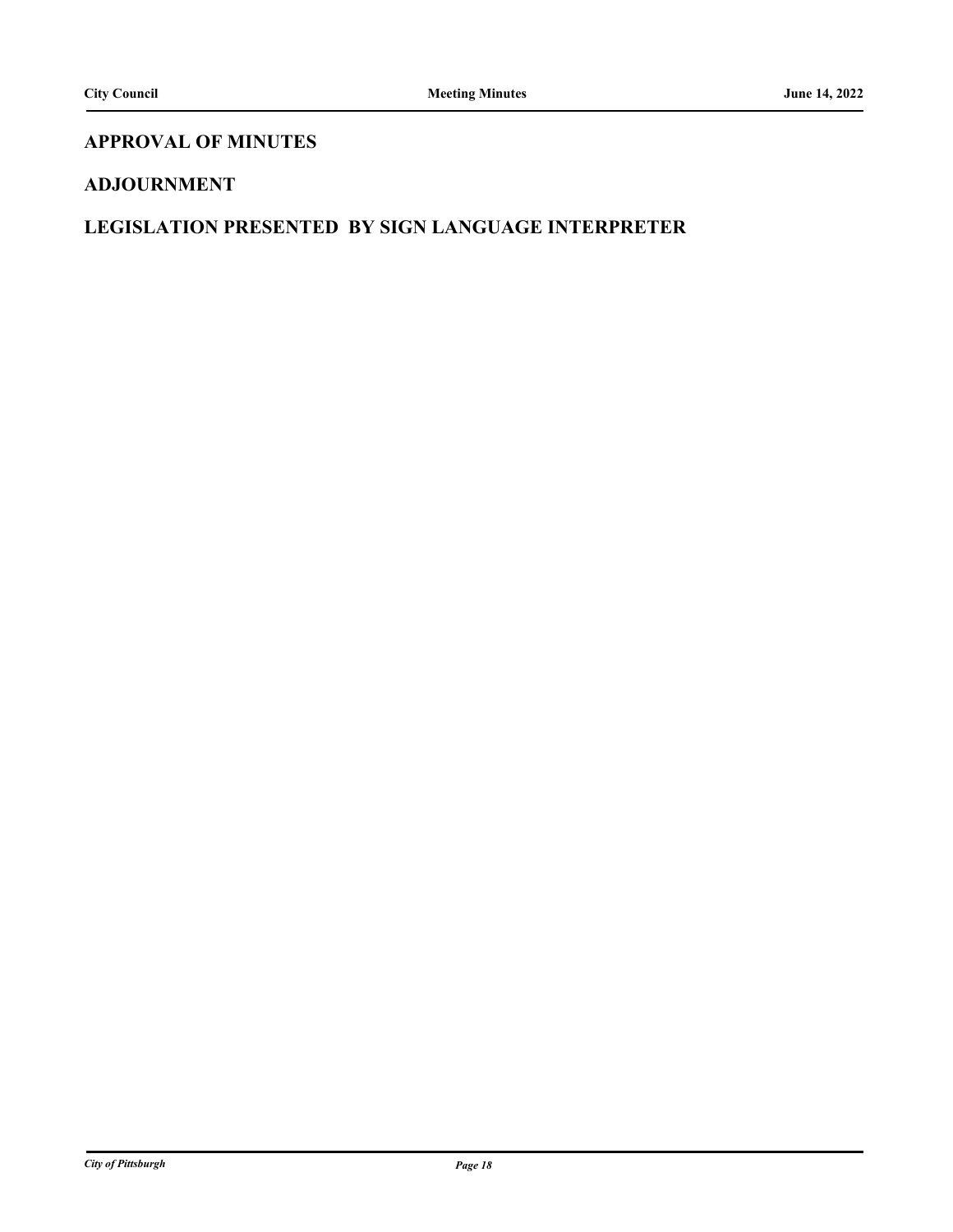## APPROVAL OF MINUTES

## ADJOURNMENT

## LEGISLATION PRESENTED BY SIGN LANGUAGE INTERPRETER